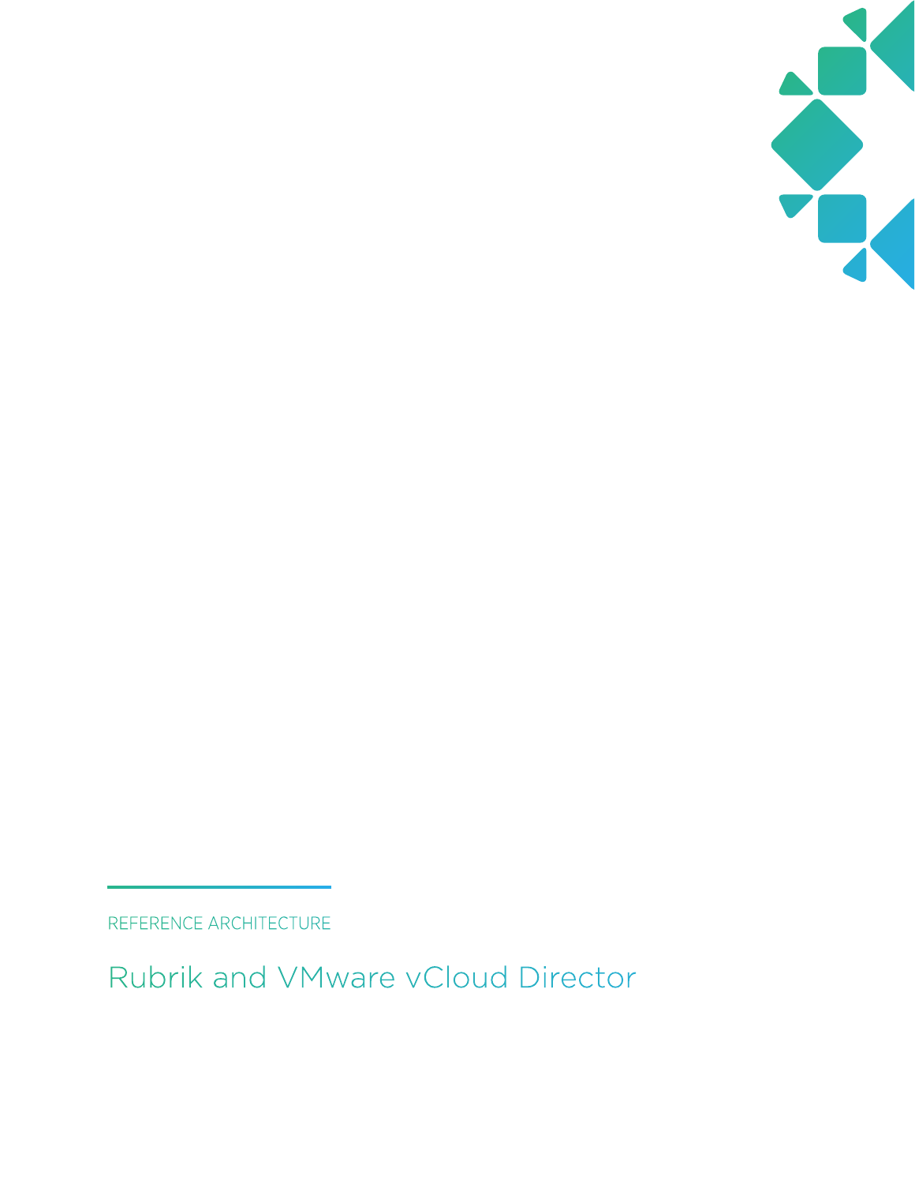REFERENCE ARCHITECTURE

# Rubrik and VMware vCloud Director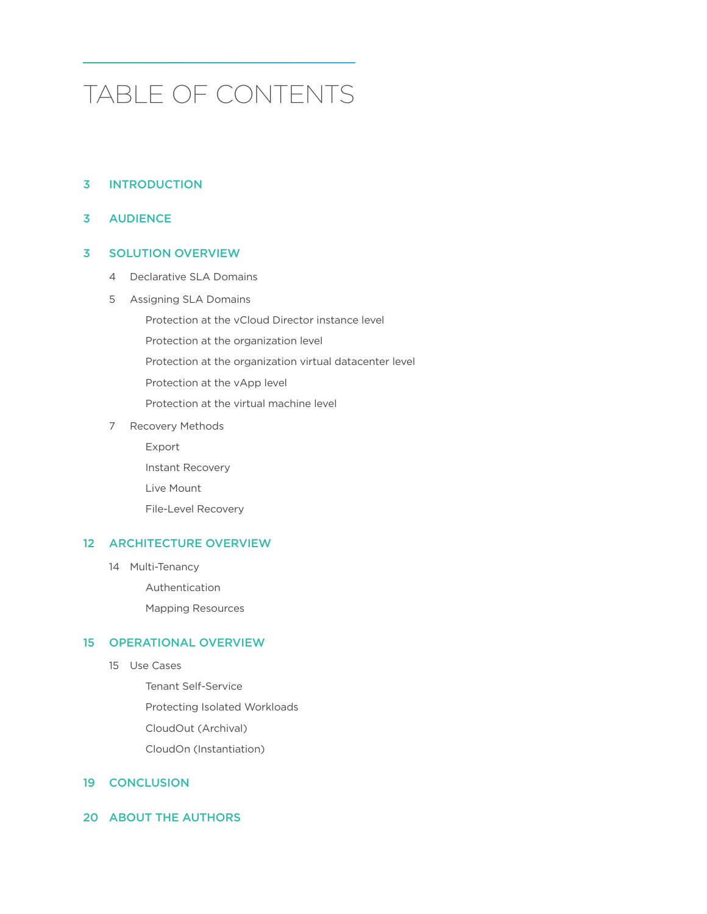# TABLE OF CONTENTS

3 **INTRODUCTION**

3 **AUDIENCE**

3 **SOLUTION OVERVIEW**

- 4 Declarative SLA Domains
- 5 Assigning SLA Domains
  - Protection at the vCloud Director instance level
  - Protection at the organization level
  - Protection at the organization virtual datacenter level
  - Protection at the vApp level
  - Protection at the virtual machine level
- 7 Recovery Methods
  - Export
  - Instant Recovery
  - Live Mount
  - File-Level Recovery

12 **ARCHITECTURE OVERVIEW**

- 14 Multi-Tenancy
  - Authentication
  - Mapping Resources

15 **OPERATIONAL OVERVIEW**

- 15 Use Cases
  - Tenant Self-Service
  - Protecting Isolated Workloads
  - CloudOut (Archival)
  - CloudOn (Instantiation)

19 **CONCLUSION**

20 **ABOUT THE AUTHORS**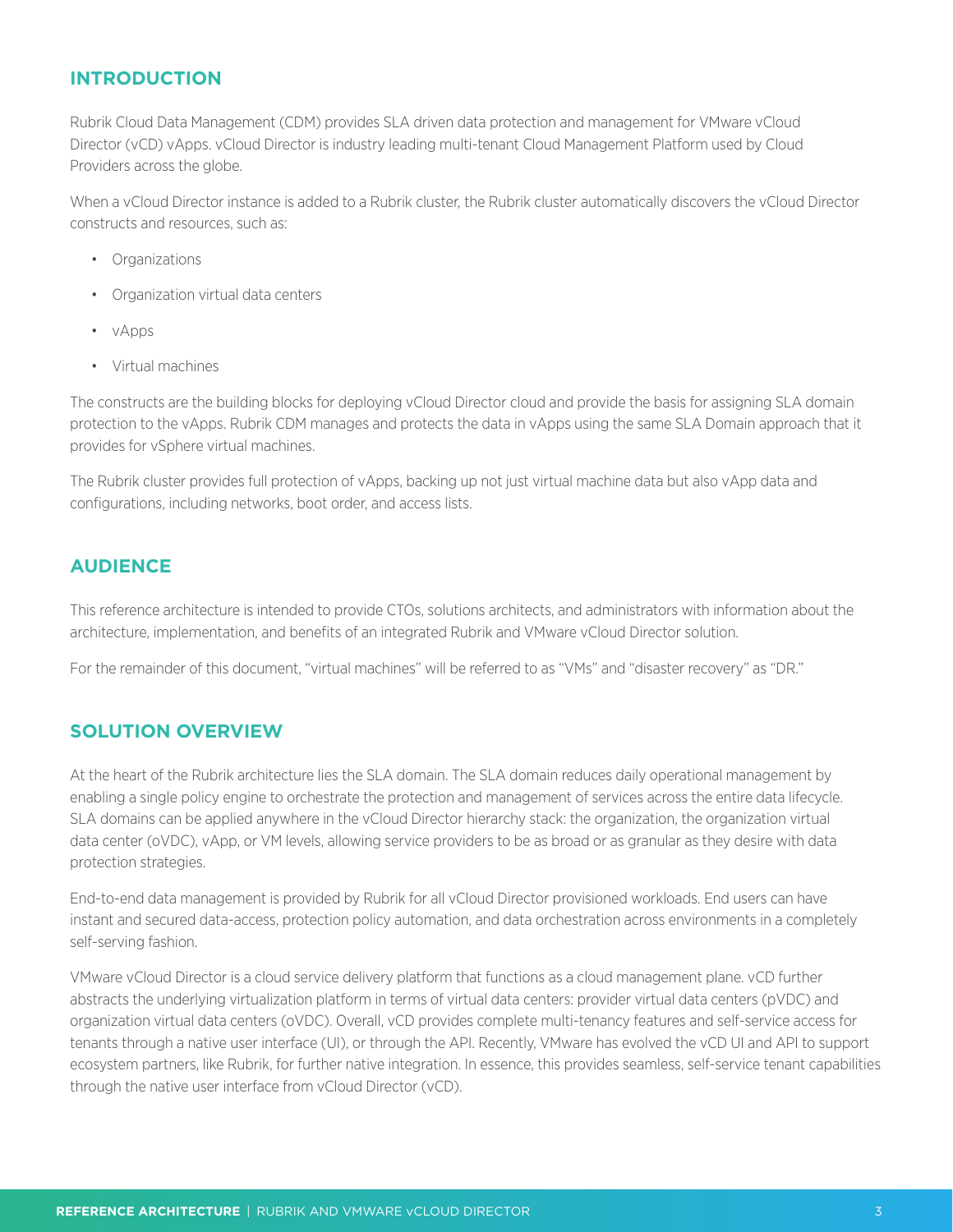## INTRODUCTION

Rubrik Cloud Data Management (CDM) provides SLA driven data protection and management for VMware vCloud Director (vCD) vApps. vCloud Director is industry leading multi-tenant Cloud Management Platform used by Cloud Providers across the globe.

When a vCloud Director instance is added to a Rubrik cluster, the Rubrik cluster automatically discovers the vCloud Director constructs and resources, such as:

- Organizations
- Organization virtual data centers
- vApps
- Virtual machines

The constructs are the building blocks for deploying vCloud Director cloud and provide the basis for assigning SLA domain protection to the vApps. Rubrik CDM manages and protects the data in vApps using the same SLA Domain approach that it provides for vSphere virtual machines.

The Rubrik cluster provides full protection of vApps, backing up not just virtual machine data but also vApp data and configurations, including networks, boot order, and access lists.

## AUDIENCE

This reference architecture is intended to provide CTOs, solutions architects, and administrators with information about the architecture, implementation, and benefits of an integrated Rubrik and VMware vCloud Director solution.

For the remainder of this document, "virtual machines" will be referred to as "VMs" and "disaster recovery" as "DR."

## SOLUTION OVERVIEW

At the heart of the Rubrik architecture lies the SLA domain. The SLA domain reduces daily operational management by enabling a single policy engine to orchestrate the protection and management of services across the entire data lifecycle. SLA domains can be applied anywhere in the vCloud Director hierarchy stack: the organization, the organization virtual data center (oVDC), vApp, or VM levels, allowing service providers to be as broad or as granular as they desire with data protection strategies.

End-to-end data management is provided by Rubrik for all vCloud Director provisioned workloads. End users can have instant and secured data-access, protection policy automation, and data orchestration across environments in a completely self-serving fashion.

VMware vCloud Director is a cloud service delivery platform that functions as a cloud management plane. vCD further abstracts the underlying virtualization platform in terms of virtual data centers: provider virtual data centers (pVDC) and organization virtual data centers (oVDC). Overall, vCD provides complete multi-tenancy features and self-service access for tenants through a native user interface (UI), or through the API. Recently, VMware has evolved the vCD UI and API to support ecosystem partners, like Rubrik, for further native integration. In essence, this provides seamless, self-service tenant capabilities through the native user interface from vCloud Director (vCD).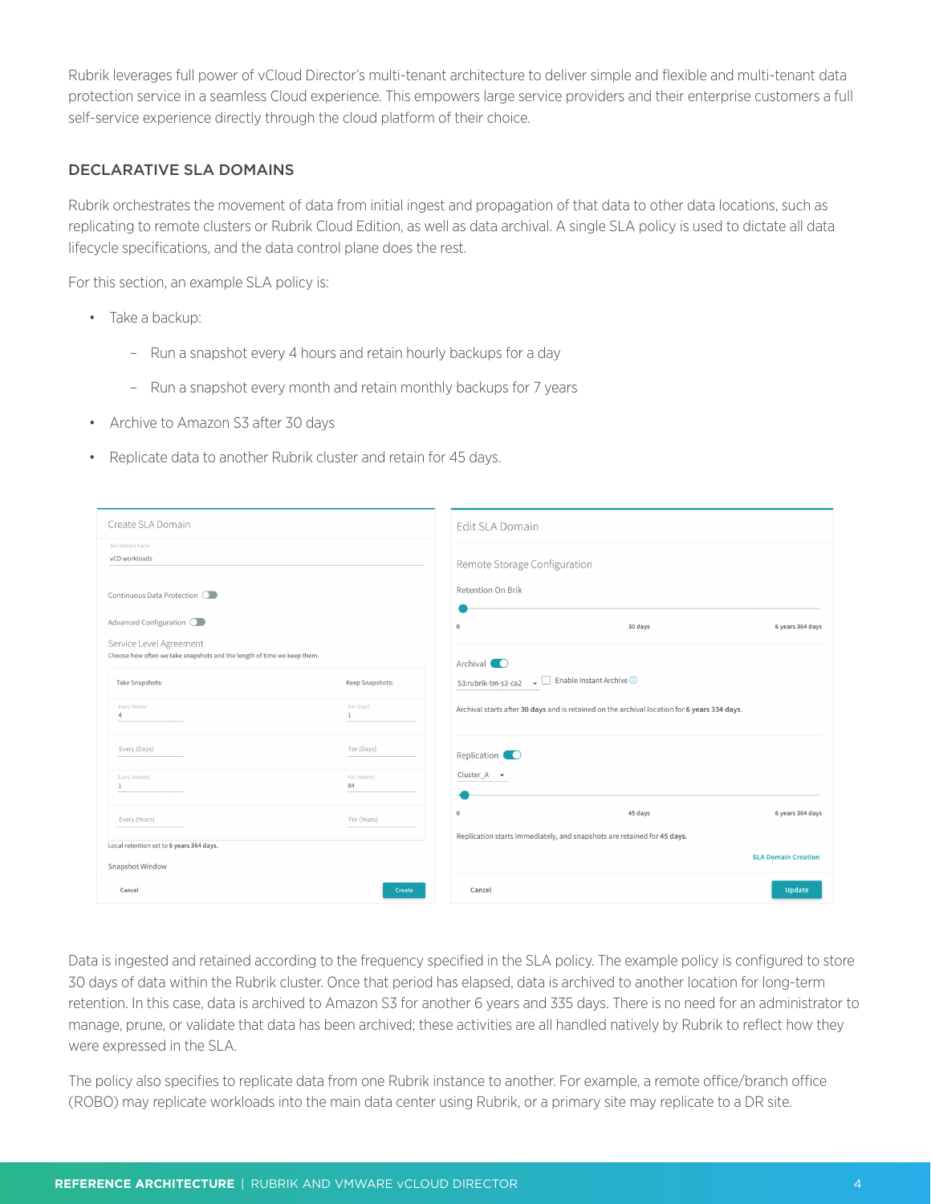Rubrik leverages full power of vCloud Director's multi-tenant architecture to deliver simple and flexible and multi-tenant data protection service in a seamless Cloud experience. This empowers large service providers and their enterprise customers a full self-service experience directly through the cloud platform of their choice.

## DECLARATIVE SLA DOMAINS

Rubrik orchestrates the movement of data from initial ingest and propagation of that data to other data locations, such as replicating to remote clusters or Rubrik Cloud Edition, as well as data archival. A single SLA policy is used to dictate all data lifecycle specifications, and the data control plane does the rest.

For this section, an example SLA policy is:

- Take a backup:
  - Run a snapshot every 4 hours and retain hourly backups for a day
  - Run a snapshot every month and retain monthly backups for 7 years
- Archive to Amazon S3 after 30 days
- Replicate data to another Rubrik cluster and retain for 45 days.

Data is ingested and retained according to the frequency specified in the SLA policy. The example policy is configured to store 30 days of data within the Rubrik cluster. Once that period has elapsed, data is archived to another location for long-term retention. In this case, data is archived to Amazon S3 for another 6 years and 335 days. There is no need for an administrator to manage, prune, or validate that data has been archived; these activities are all handled natively by Rubrik to reflect how they were expressed in the SLA.

The policy also specifies to replicate data from one Rubrik instance to another. For example, a remote office/branch office (ROBO) may replicate workloads into the main data center using Rubrik, or a primary site may replicate to a DR site.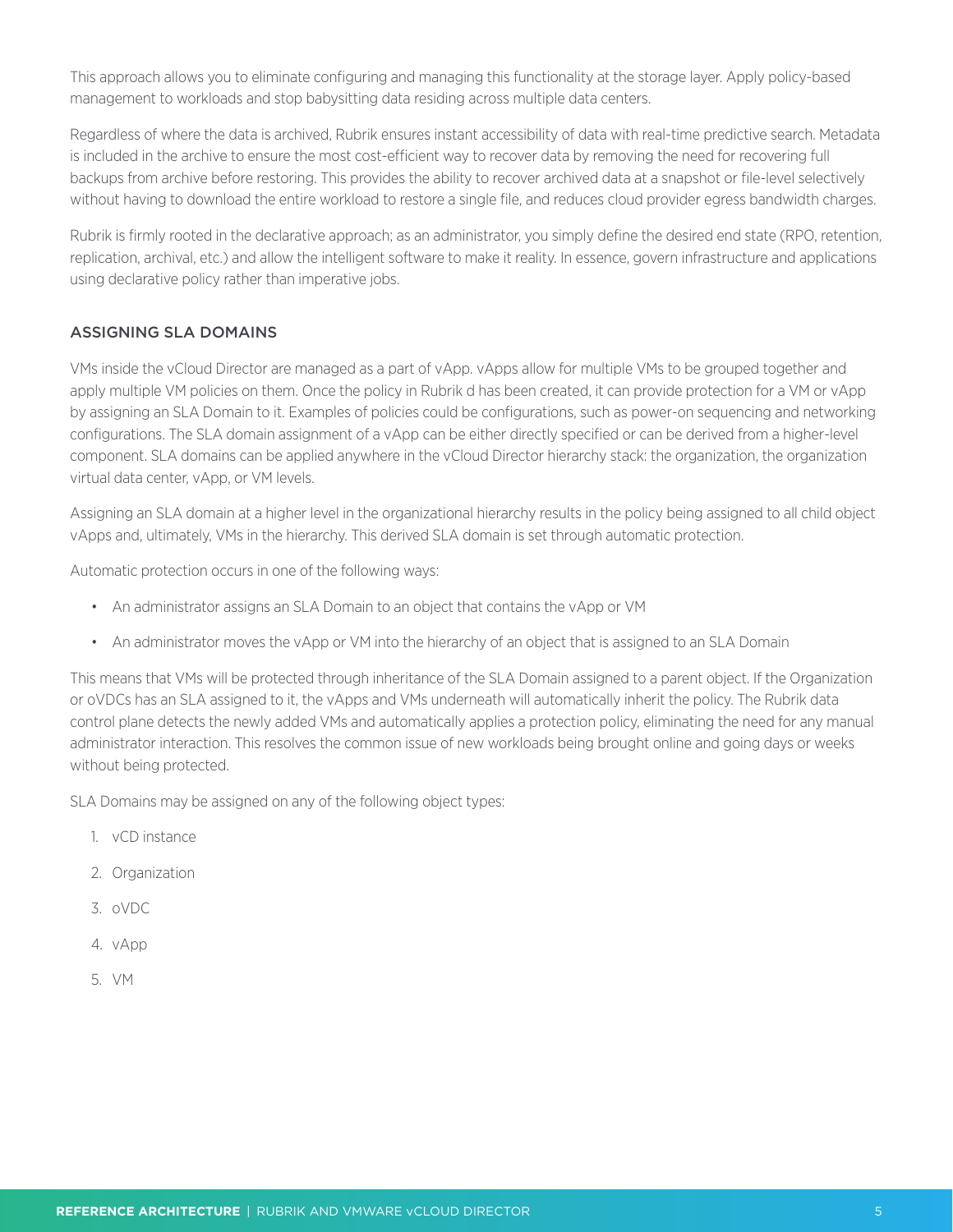This approach allows you to eliminate configuring and managing this functionality at the storage layer. Apply policy-based management to workloads and stop babysitting data residing across multiple data centers.

Regardless of where the data is archived, Rubrik ensures instant accessibility of data with real-time predictive search. Metadata is included in the archive to ensure the most cost-efficient way to recover data by removing the need for recovering full backups from archive before restoring. This provides the ability to recover archived data at a snapshot or file-level selectively without having to download the entire workload to restore a single file, and reduces cloud provider egress bandwidth charges.

Rubrik is firmly rooted in the declarative approach; as an administrator, you simply define the desired end state (RPO, retention, replication, archival, etc.) and allow the intelligent software to make it reality. In essence, govern infrastructure and applications using declarative policy rather than imperative jobs.

## ASSIGNING SLA DOMAINS

VMs inside the vCloud Director are managed as a part of vApp. vApps allow for multiple VMs to be grouped together and apply multiple VM policies on them. Once the policy in Rubrik d has been created, it can provide protection for a VM or vApp by assigning an SLA Domain to it. Examples of policies could be configurations, such as power-on sequencing and networking configurations. The SLA domain assignment of a vApp can be either directly specified or can be derived from a higher-level component. SLA domains can be applied anywhere in the vCloud Director hierarchy stack: the organization, the organization virtual data center, vApp, or VM levels.

Assigning an SLA domain at a higher level in the organizational hierarchy results in the policy being assigned to all child object vApps and, ultimately, VMs in the hierarchy. This derived SLA domain is set through automatic protection.

Automatic protection occurs in one of the following ways:

- An administrator assigns an SLA Domain to an object that contains the vApp or VM
- An administrator moves the vApp or VM into the hierarchy of an object that is assigned to an SLA Domain

This means that VMs will be protected through inheritance of the SLA Domain assigned to a parent object. If the Organization or oVDCs has an SLA assigned to it, the vApps and VMs underneath will automatically inherit the policy. The Rubrik data control plane detects the newly added VMs and automatically applies a protection policy, eliminating the need for any manual administrator interaction. This resolves the common issue of new workloads being brought online and going days or weeks without being protected.

SLA Domains may be assigned on any of the following object types:

1. vCD instance
2. Organization
3. oVDC
4. vApp
5. VM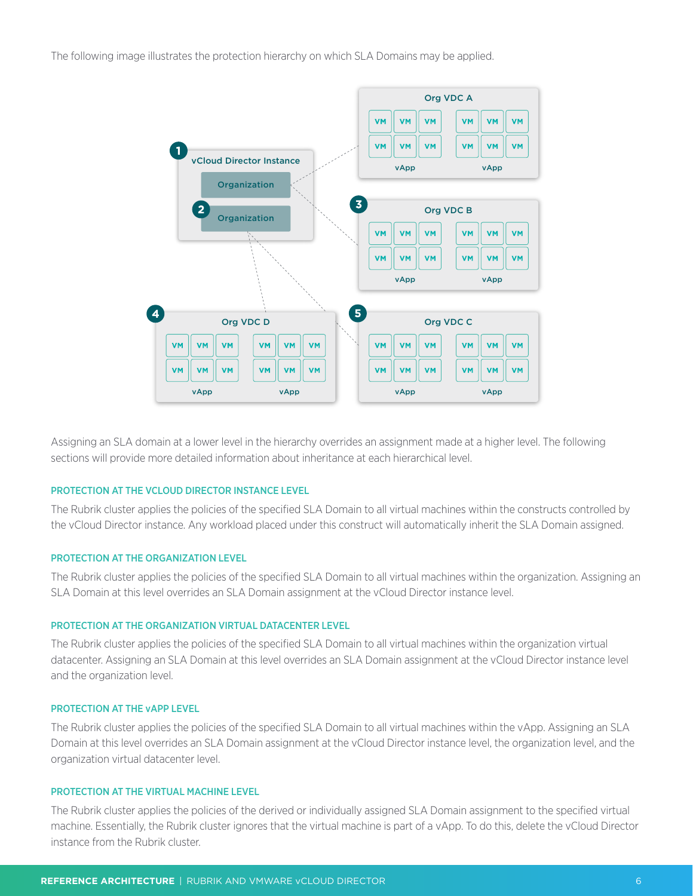The following image illustrates the protection hierarchy on which SLA Domains may be applied.

Assigning an SLA domain at a lower level in the hierarchy overrides an assignment made at a higher level. The following sections will provide more detailed information about inheritance at each hierarchical level.

### PROTECTION AT THE VCLOUD DIRECTOR INSTANCE LEVEL

The Rubrik cluster applies the policies of the specified SLA Domain to all virtual machines within the constructs controlled by the vCloud Director instance. Any workload placed under this construct will automatically inherit the SLA Domain assigned.

### PROTECTION AT THE ORGANIZATION LEVEL

The Rubrik cluster applies the policies of the specified SLA Domain to all virtual machines within the organization. Assigning an SLA Domain at this level overrides an SLA Domain assignment at the vCloud Director instance level.

### PROTECTION AT THE ORGANIZATION VIRTUAL DATACENTER LEVEL

The Rubrik cluster applies the policies of the specified SLA Domain to all virtual machines within the organization virtual datacenter. Assigning an SLA Domain at this level overrides an SLA Domain assignment at the vCloud Director instance level and the organization level.

### PROTECTION AT THE vAPP LEVEL

The Rubrik cluster applies the policies of the specified SLA Domain to all virtual machines within the vApp. Assigning an SLA Domain at this level overrides an SLA Domain assignment at the vCloud Director instance level, the organization level, and the organization virtual datacenter level.

### PROTECTION AT THE VIRTUAL MACHINE LEVEL

The Rubrik cluster applies the policies of the derived or individually assigned SLA Domain assignment to the specified virtual machine. Essentially, the Rubrik cluster ignores that the virtual machine is part of a vApp. To do this, delete the vCloud Director instance from the Rubrik cluster.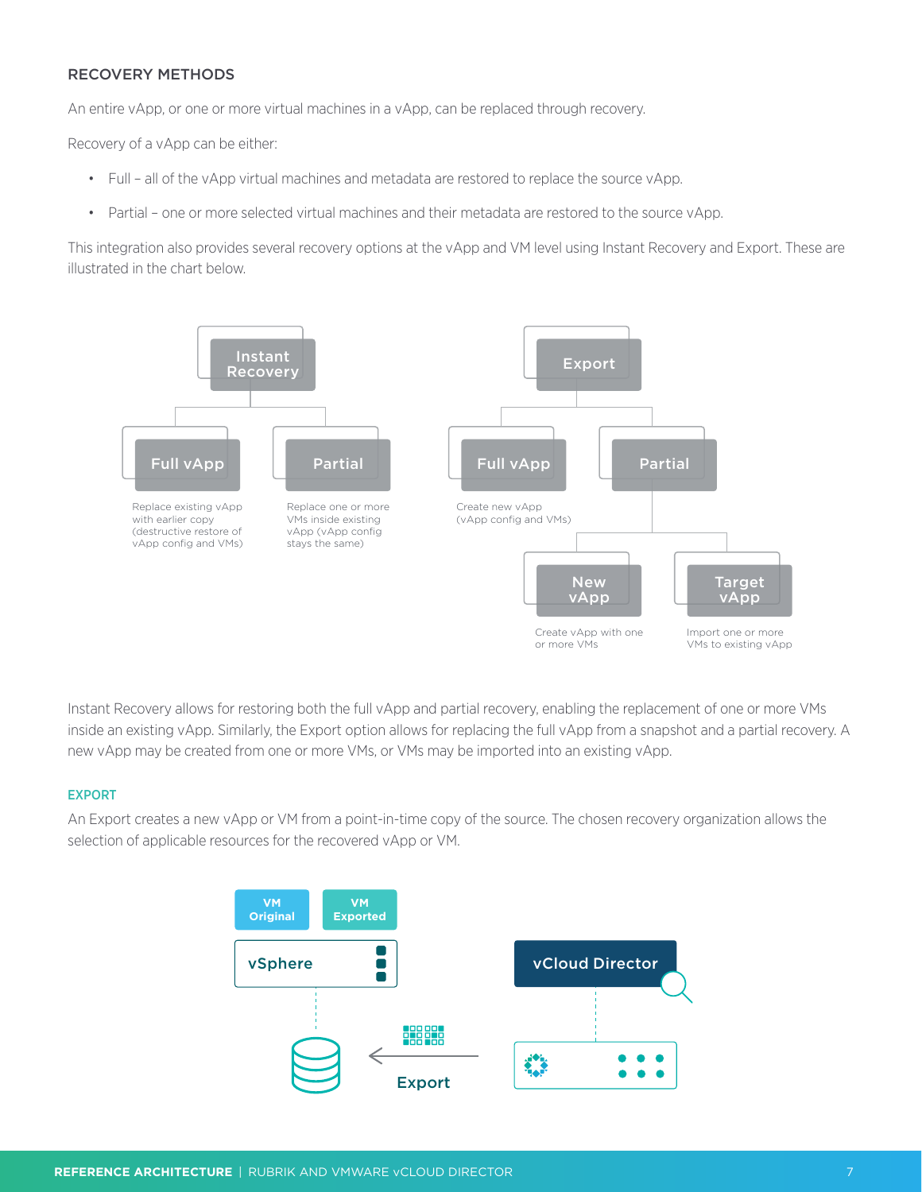## RECOVERY METHODS

An entire vApp, or one or more virtual machines in a vApp, can be replaced through recovery.

Recovery of a vApp can be either:

- Full – all of the vApp virtual machines and metadata are restored to replace the source vApp.
- Partial – one or more selected virtual machines and their metadata are restored to the source vApp.

This integration also provides several recovery options at the vApp and VM level using Instant Recovery and Export. These are illustrated in the chart below.

- **Instant Recovery**
  - **Full vApp** – Replace existing vApp with earlier copy (destructive restore of vApp config and VMs)
  - **Partial** – Replace one or more VMs inside existing vApp (vApp config stays the same)
- **Export**
  - **Full vApp** – Create new vApp (vApp config and VMs)
  - **Partial**
    - **New vApp** – Create vApp with one or more VMs
    - **Target vApp** – Import one or more VMs to existing vApp

Instant Recovery allows for restoring both the full vApp and partial recovery, enabling the replacement of one or more VMs inside an existing vApp. Similarly, the Export option allows for replacing the full vApp from a snapshot and a partial recovery. A new vApp may be created from one or more VMs, or VMs may be imported into an existing vApp.

### EXPORT

An Export creates a new vApp or VM from a point-in-time copy of the source. The chosen recovery organization allows the selection of applicable resources for the recovered vApp or VM.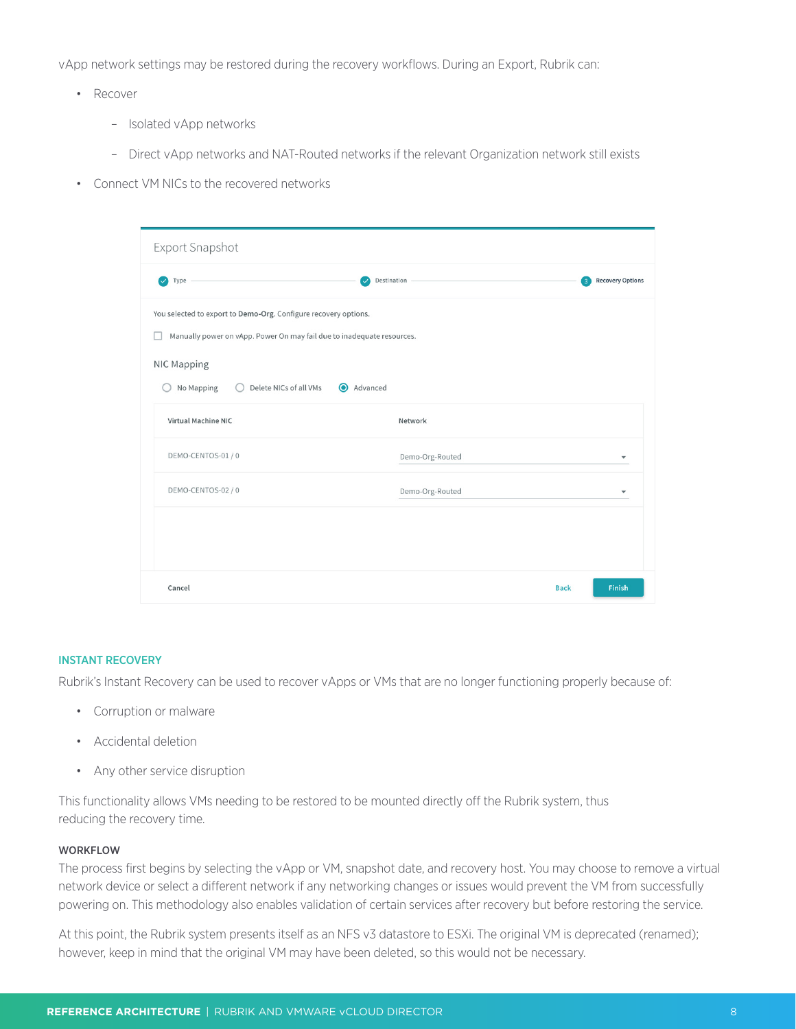vApp network settings may be restored during the recovery workflows. During an Export, Rubrik can:

- Recover
  - Isolated vApp networks
  - Direct vApp networks and NAT-Routed networks if the relevant Organization network still exists
- Connect VM NICs to the recovered networks

### INSTANT RECOVERY

Rubrik's Instant Recovery can be used to recover vApps or VMs that are no longer functioning properly because of:

- Corruption or malware
- Accidental deletion
- Any other service disruption

This functionality allows VMs needing to be restored to be mounted directly off the Rubrik system, thus reducing the recovery time.

#### WORKFLOW

The process first begins by selecting the vApp or VM, snapshot date, and recovery host. You may choose to remove a virtual network device or select a different network if any networking changes or issues would prevent the VM from successfully powering on. This methodology also enables validation of certain services after recovery but before restoring the service.

At this point, the Rubrik system presents itself as an NFS v3 datastore to ESXi. The original VM is deprecated (renamed); however, keep in mind that the original VM may have been deleted, so this would not be necessary.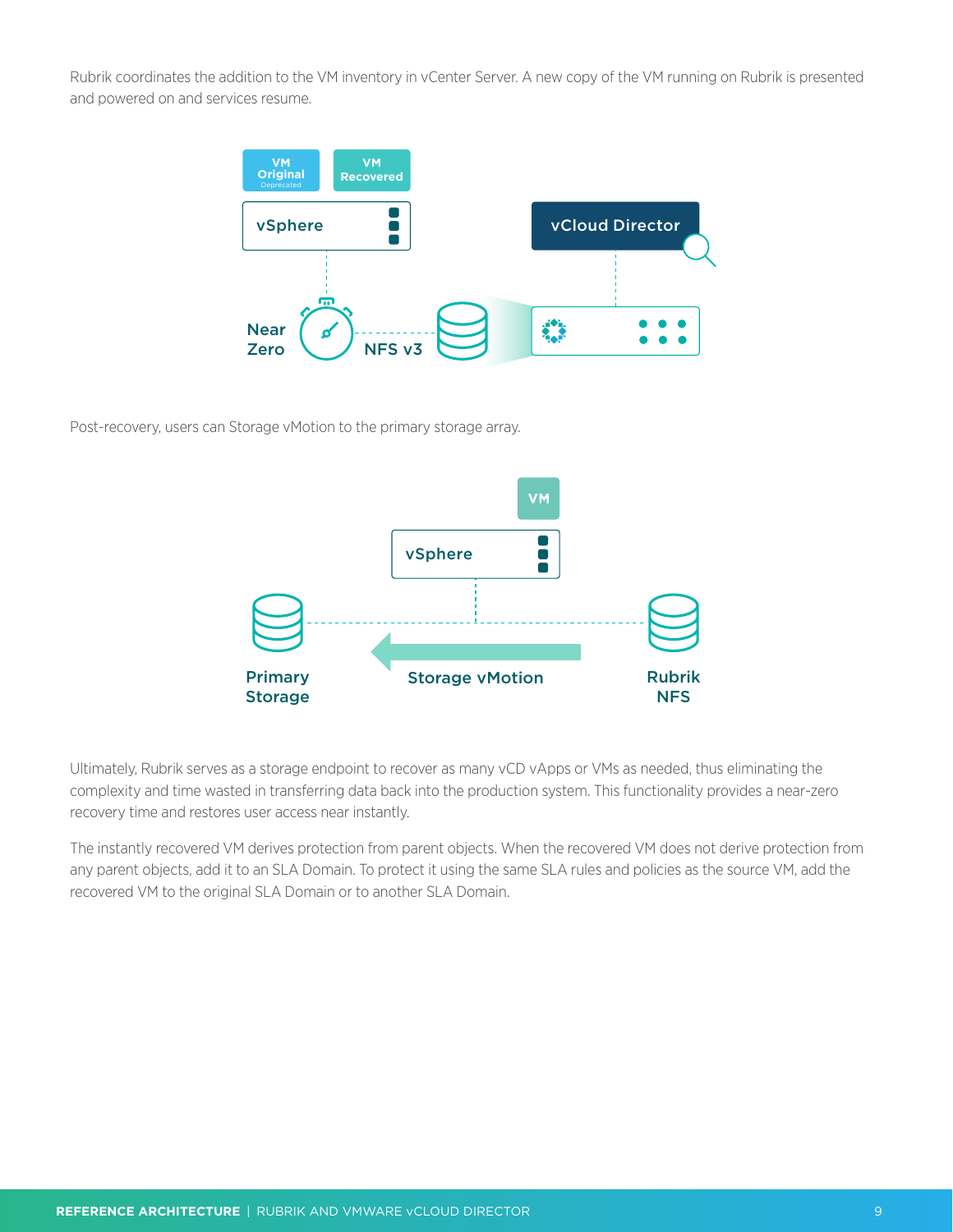Rubrik coordinates the addition to the VM inventory in vCenter Server. A new copy of the VM running on Rubrik is presented and powered on and services resume.

Post-recovery, users can Storage vMotion to the primary storage array.

Ultimately, Rubrik serves as a storage endpoint to recover as many vCD vApps or VMs as needed, thus eliminating the complexity and time wasted in transferring data back into the production system. This functionality provides a near-zero recovery time and restores user access near instantly.

The instantly recovered VM derives protection from parent objects. When the recovered VM does not derive protection from any parent objects, add it to an SLA Domain. To protect it using the same SLA rules and policies as the source VM, add the recovered VM to the original SLA Domain or to another SLA Domain.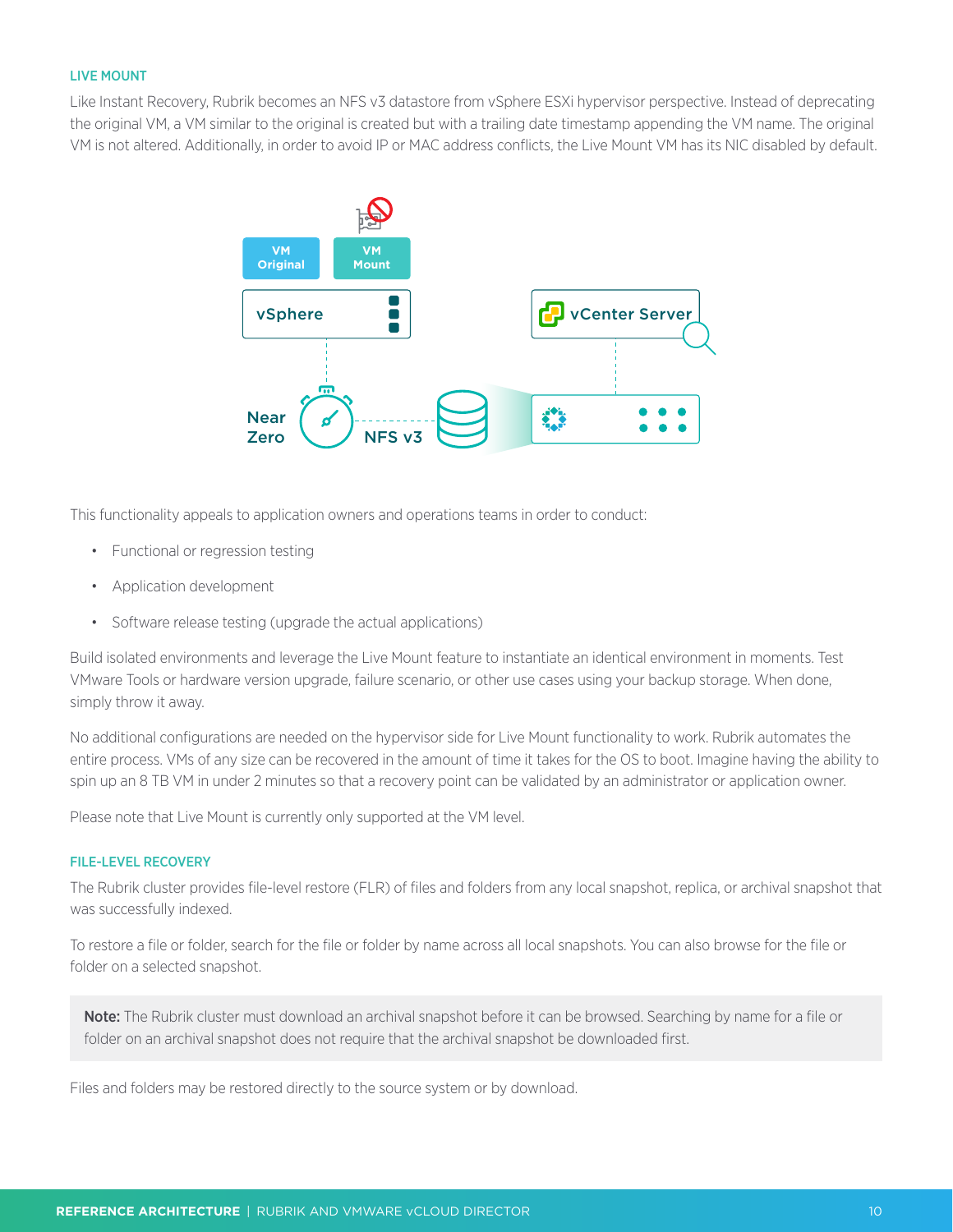### LIVE MOUNT

Like Instant Recovery, Rubrik becomes an NFS v3 datastore from vSphere ESXi hypervisor perspective. Instead of deprecating the original VM, a VM similar to the original is created but with a trailing date timestamp appending the VM name. The original VM is not altered. Additionally, in order to avoid IP or MAC address conflicts, the Live Mount VM has its NIC disabled by default.

This functionality appeals to application owners and operations teams in order to conduct:

- Functional or regression testing
- Application development
- Software release testing (upgrade the actual applications)

Build isolated environments and leverage the Live Mount feature to instantiate an identical environment in moments. Test VMware Tools or hardware version upgrade, failure scenario, or other use cases using your backup storage. When done, simply throw it away.

No additional configurations are needed on the hypervisor side for Live Mount functionality to work. Rubrik automates the entire process. VMs of any size can be recovered in the amount of time it takes for the OS to boot. Imagine having the ability to spin up an 8 TB VM in under 2 minutes so that a recovery point can be validated by an administrator or application owner.

Please note that Live Mount is currently only supported at the VM level.

### FILE-LEVEL RECOVERY

The Rubrik cluster provides file-level restore (FLR) of files and folders from any local snapshot, replica, or archival snapshot that was successfully indexed.

To restore a file or folder, search for the file or folder by name across all local snapshots. You can also browse for the file or folder on a selected snapshot.

> **Note:** The Rubrik cluster must download an archival snapshot before it can be browsed. Searching by name for a file or folder on an archival snapshot does not require that the archival snapshot be downloaded first.

Files and folders may be restored directly to the source system or by download.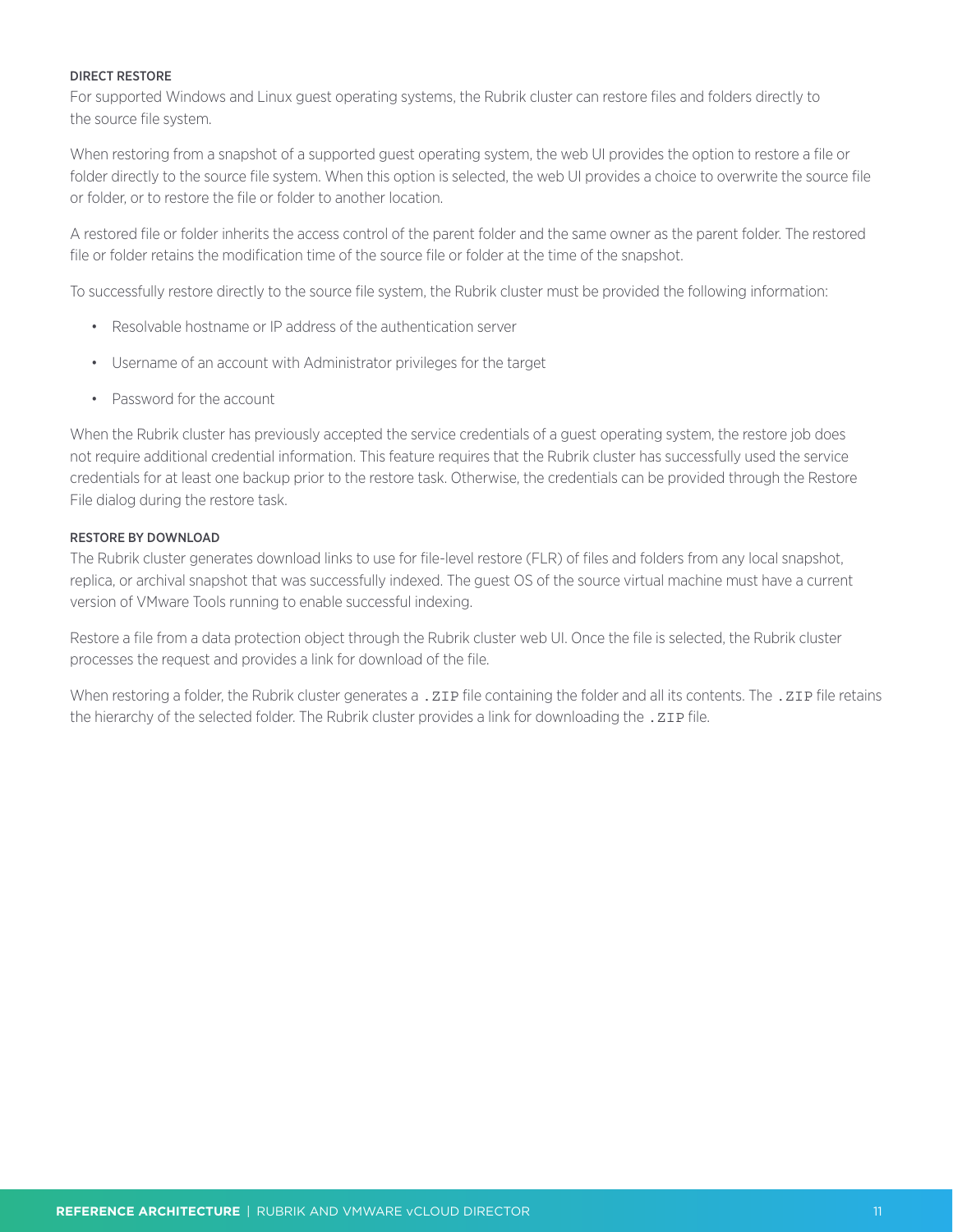### DIRECT RESTORE

For supported Windows and Linux guest operating systems, the Rubrik cluster can restore files and folders directly to the source file system.

When restoring from a snapshot of a supported guest operating system, the web UI provides the option to restore a file or folder directly to the source file system. When this option is selected, the web UI provides a choice to overwrite the source file or folder, or to restore the file or folder to another location.

A restored file or folder inherits the access control of the parent folder and the same owner as the parent folder. The restored file or folder retains the modification time of the source file or folder at the time of the snapshot.

To successfully restore directly to the source file system, the Rubrik cluster must be provided the following information:

- Resolvable hostname or IP address of the authentication server
- Username of an account with Administrator privileges for the target
- Password for the account

When the Rubrik cluster has previously accepted the service credentials of a guest operating system, the restore job does not require additional credential information. This feature requires that the Rubrik cluster has successfully used the service credentials for at least one backup prior to the restore task. Otherwise, the credentials can be provided through the Restore File dialog during the restore task.

### RESTORE BY DOWNLOAD

The Rubrik cluster generates download links to use for file-level restore (FLR) of files and folders from any local snapshot, replica, or archival snapshot that was successfully indexed. The guest OS of the source virtual machine must have a current version of VMware Tools running to enable successful indexing.

Restore a file from a data protection object through the Rubrik cluster web UI. Once the file is selected, the Rubrik cluster processes the request and provides a link for download of the file.

When restoring a folder, the Rubrik cluster generates a `.ZIP` file containing the folder and all its contents. The `.ZIP` file retains the hierarchy of the selected folder. The Rubrik cluster provides a link for downloading the `.ZIP` file.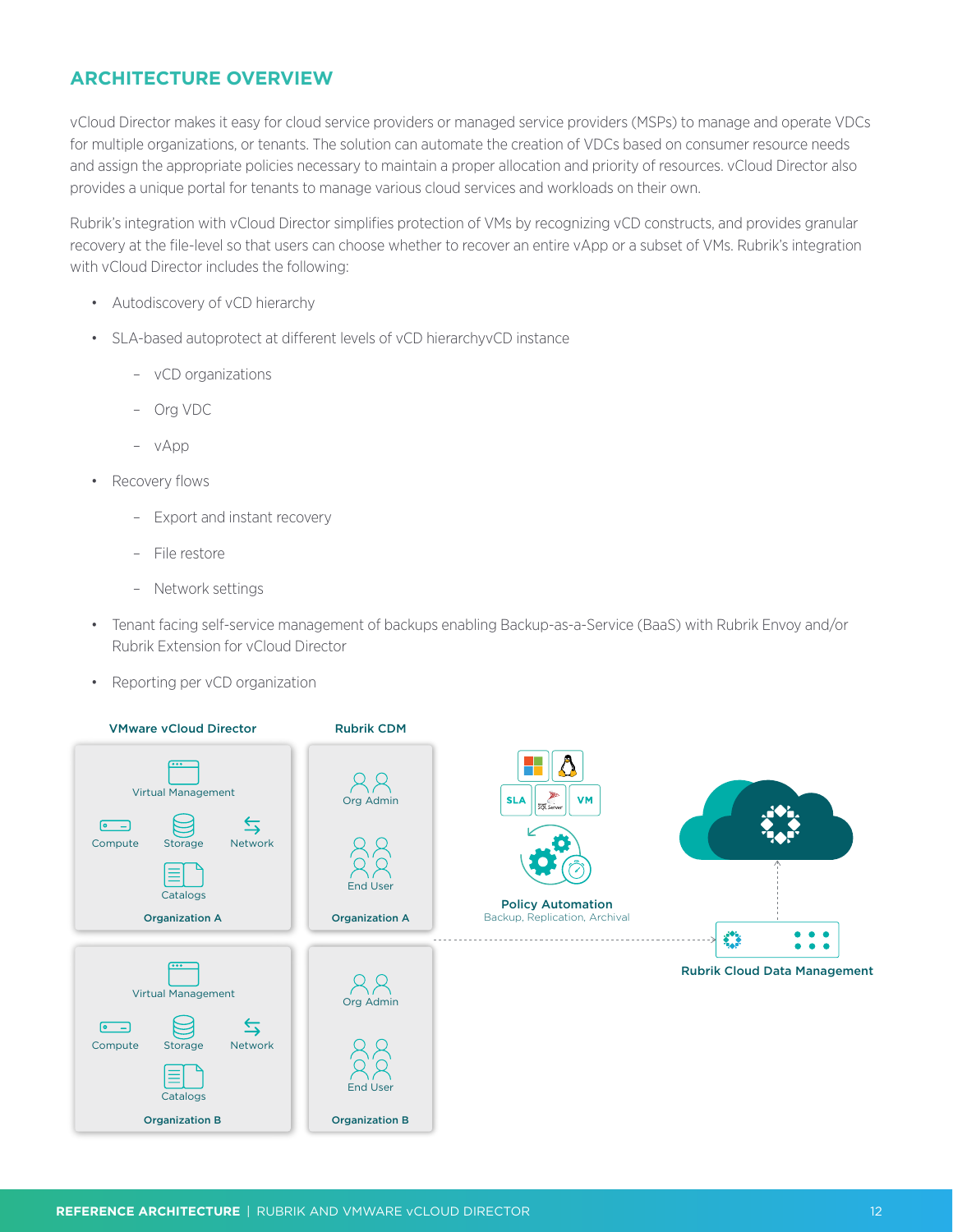## ARCHITECTURE OVERVIEW

vCloud Director makes it easy for cloud service providers or managed service providers (MSPs) to manage and operate VDCs for multiple organizations, or tenants. The solution can automate the creation of VDCs based on consumer resource needs and assign the appropriate policies necessary to maintain a proper allocation and priority of resources. vCloud Director also provides a unique portal for tenants to manage various cloud services and workloads on their own.

Rubrik's integration with vCloud Director simplifies protection of VMs by recognizing vCD constructs, and provides granular recovery at the file-level so that users can choose whether to recover an entire vApp or a subset of VMs. Rubrik's integration with vCloud Director includes the following:

- Autodiscovery of vCD hierarchy
- SLA-based autoprotect at different levels of vCD hierarchyvCD instance
  - vCD organizations
  - Org VDC
  - vApp
- Recovery flows
  - Export and instant recovery
  - File restore
  - Network settings
- Tenant facing self-service management of backups enabling Backup-as-a-Service (BaaS) with Rubrik Envoy and/or Rubrik Extension for vCloud Director
- Reporting per vCD organization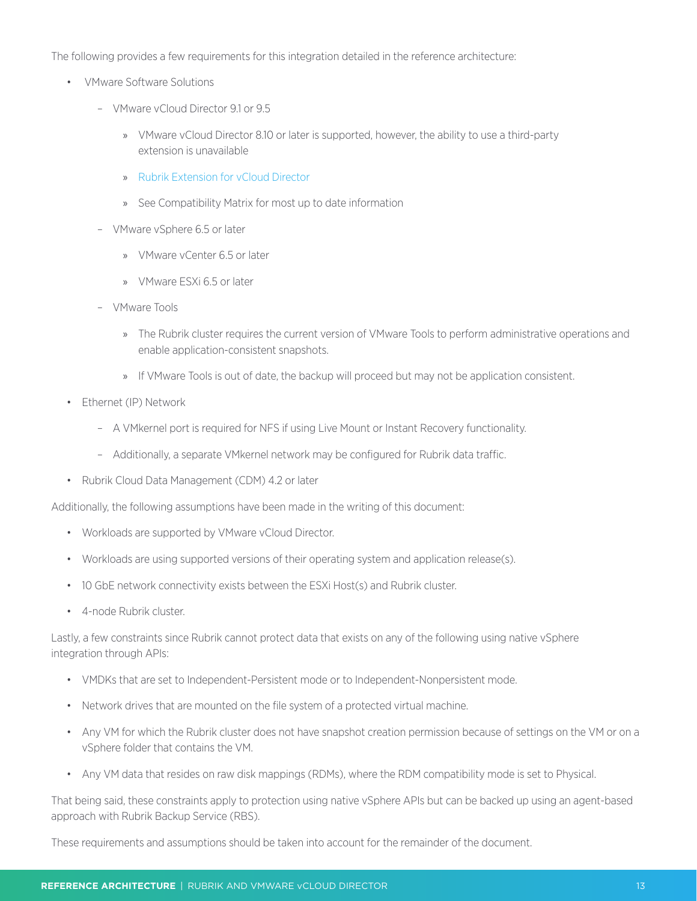The following provides a few requirements for this integration detailed in the reference architecture:

- VMware Software Solutions
  - VMware vCloud Director 9.1 or 9.5
    - VMware vCloud Director 8.10 or later is supported, however, the ability to use a third-party extension is unavailable
    - Rubrik Extension for vCloud Director
    - See Compatibility Matrix for most up to date information
  - VMware vSphere 6.5 or later
    - VMware vCenter 6.5 or later
    - VMware ESXi 6.5 or later
  - VMware Tools
    - The Rubrik cluster requires the current version of VMware Tools to perform administrative operations and enable application-consistent snapshots.
    - If VMware Tools is out of date, the backup will proceed but may not be application consistent.
- Ethernet (IP) Network
  - A VMkernel port is required for NFS if using Live Mount or Instant Recovery functionality.
  - Additionally, a separate VMkernel network may be configured for Rubrik data traffic.
- Rubrik Cloud Data Management (CDM) 4.2 or later

Additionally, the following assumptions have been made in the writing of this document:

- Workloads are supported by VMware vCloud Director.
- Workloads are using supported versions of their operating system and application release(s).
- 10 GbE network connectivity exists between the ESXi Host(s) and Rubrik cluster.
- 4-node Rubrik cluster.

Lastly, a few constraints since Rubrik cannot protect data that exists on any of the following using native vSphere integration through APIs:

- VMDKs that are set to Independent-Persistent mode or to Independent-Nonpersistent mode.
- Network drives that are mounted on the file system of a protected virtual machine.
- Any VM for which the Rubrik cluster does not have snapshot creation permission because of settings on the VM or on a vSphere folder that contains the VM.
- Any VM data that resides on raw disk mappings (RDMs), where the RDM compatibility mode is set to Physical.

That being said, these constraints apply to protection using native vSphere APIs but can be backed up using an agent-based approach with Rubrik Backup Service (RBS).

These requirements and assumptions should be taken into account for the remainder of the document.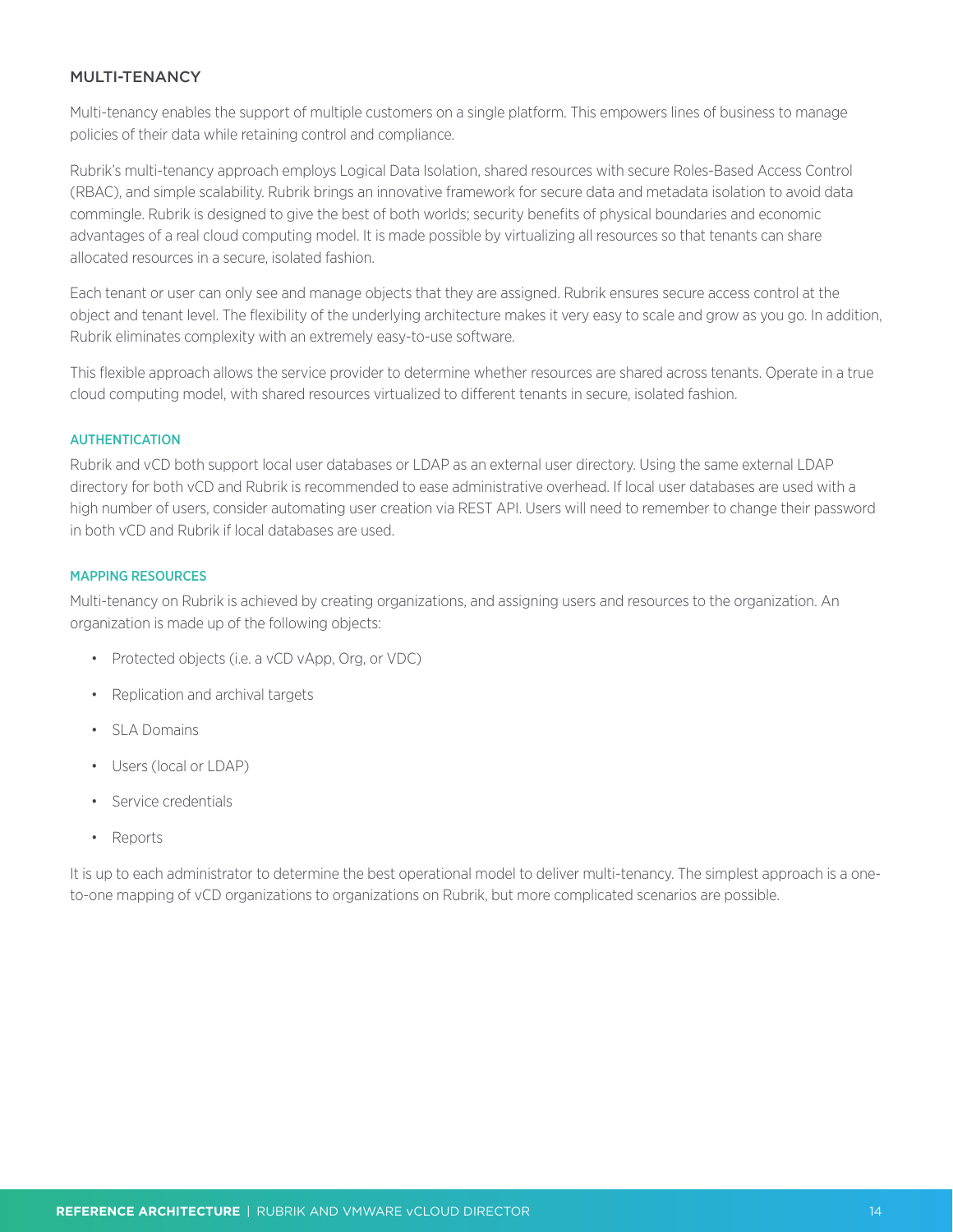## MULTI-TENANCY

Multi-tenancy enables the support of multiple customers on a single platform. This empowers lines of business to manage policies of their data while retaining control and compliance.

Rubrik's multi-tenancy approach employs Logical Data Isolation, shared resources with secure Roles-Based Access Control (RBAC), and simple scalability. Rubrik brings an innovative framework for secure data and metadata isolation to avoid data commingle. Rubrik is designed to give the best of both worlds; security benefits of physical boundaries and economic advantages of a real cloud computing model. It is made possible by virtualizing all resources so that tenants can share allocated resources in a secure, isolated fashion.

Each tenant or user can only see and manage objects that they are assigned. Rubrik ensures secure access control at the object and tenant level. The flexibility of the underlying architecture makes it very easy to scale and grow as you go. In addition, Rubrik eliminates complexity with an extremely easy-to-use software.

This flexible approach allows the service provider to determine whether resources are shared across tenants. Operate in a true cloud computing model, with shared resources virtualized to different tenants in secure, isolated fashion.

### AUTHENTICATION

Rubrik and vCD both support local user databases or LDAP as an external user directory. Using the same external LDAP directory for both vCD and Rubrik is recommended to ease administrative overhead. If local user databases are used with a high number of users, consider automating user creation via REST API. Users will need to remember to change their password in both vCD and Rubrik if local databases are used.

### MAPPING RESOURCES

Multi-tenancy on Rubrik is achieved by creating organizations, and assigning users and resources to the organization. An organization is made up of the following objects:

- Protected objects (i.e. a vCD vApp, Org, or VDC)
- Replication and archival targets
- SLA Domains
- Users (local or LDAP)
- Service credentials
- Reports

It is up to each administrator to determine the best operational model to deliver multi-tenancy. The simplest approach is a one-to-one mapping of vCD organizations to organizations on Rubrik, but more complicated scenarios are possible.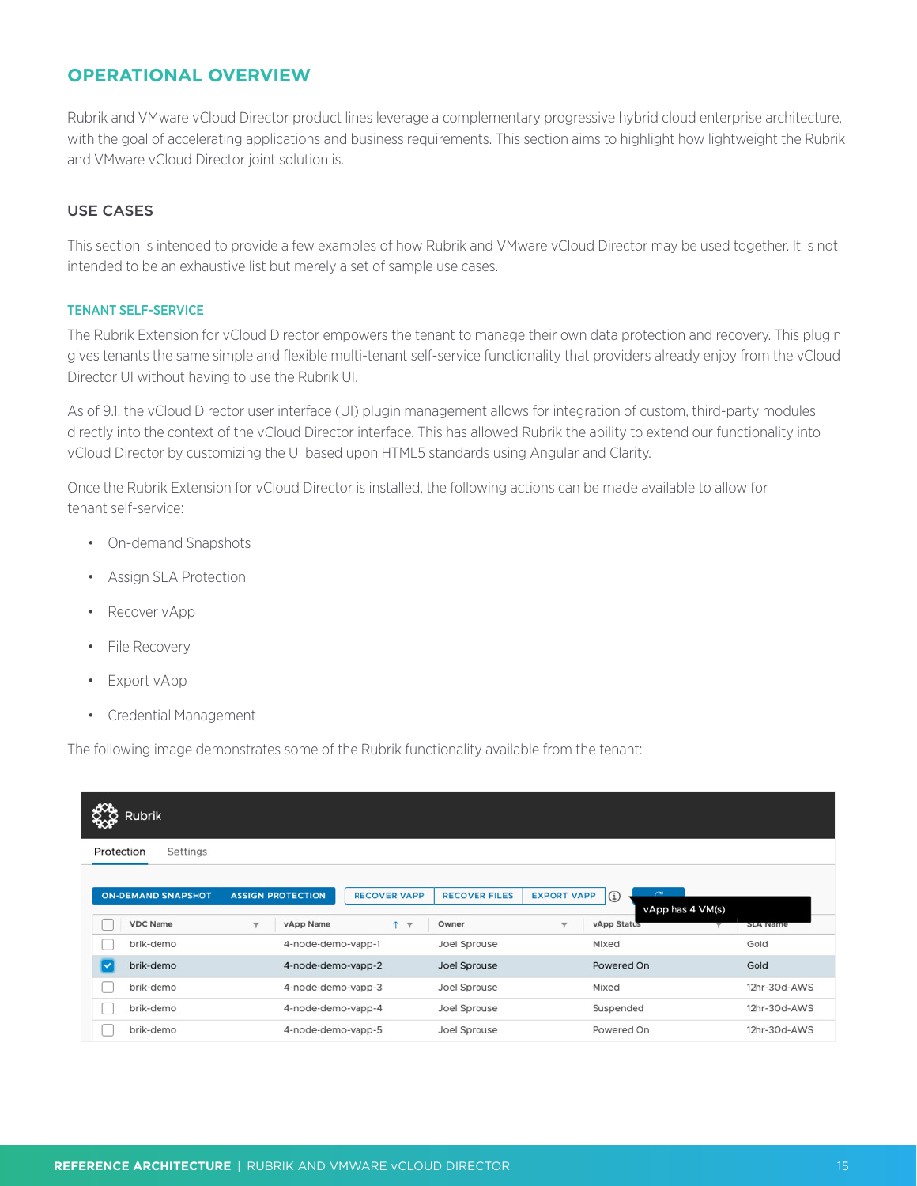## OPERATIONAL OVERVIEW

Rubrik and VMware vCloud Director product lines leverage a complementary progressive hybrid cloud enterprise architecture, with the goal of accelerating applications and business requirements. This section aims to highlight how lightweight the Rubrik and VMware vCloud Director joint solution is.

### USE CASES

This section is intended to provide a few examples of how Rubrik and VMware vCloud Director may be used together. It is not intended to be an exhaustive list but merely a set of sample use cases.

#### TENANT SELF-SERVICE

The Rubrik Extension for vCloud Director empowers the tenant to manage their own data protection and recovery. This plugin gives tenants the same simple and flexible multi-tenant self-service functionality that providers already enjoy from the vCloud Director UI without having to use the Rubrik UI.

As of 9.1, the vCloud Director user interface (UI) plugin management allows for integration of custom, third-party modules directly into the context of the vCloud Director interface. This has allowed Rubrik the ability to extend our functionality into vCloud Director by customizing the UI based upon HTML5 standards using Angular and Clarity.

Once the Rubrik Extension for vCloud Director is installed, the following actions can be made available to allow for tenant self-service:

- On-demand Snapshots
- Assign SLA Protection
- Recover vApp
- File Recovery
- Export vApp
- Credential Management

The following image demonstrates some of the Rubrik functionality available from the tenant:

Rubrik

Protection Settings

ON-DEMAND SNAPSHOT | ASSIGN PROTECTION | RECOVER VAPP | RECOVER FILES | EXPORT VAPP

vApp has 4 VM(s)

| | VDC Name | vApp Name | Owner | vApp Status | SLA Name |
|---|---|---|---|---|---|
| ☐ | brik-demo | 4-node-demo-vapp-1 | Joel Sprouse | Mixed | Gold |
| ☑ | brik-demo | 4-node-demo-vapp-2 | Joel Sprouse | Powered On | Gold |
| ☐ | brik-demo | 4-node-demo-vapp-3 | Joel Sprouse | Mixed | 12hr-30d-AWS |
| ☐ | brik-demo | 4-node-demo-vapp-4 | Joel Sprouse | Suspended | 12hr-30d-AWS |
| ☐ | brik-demo | 4-node-demo-vapp-5 | Joel Sprouse | Powered On | 12hr-30d-AWS |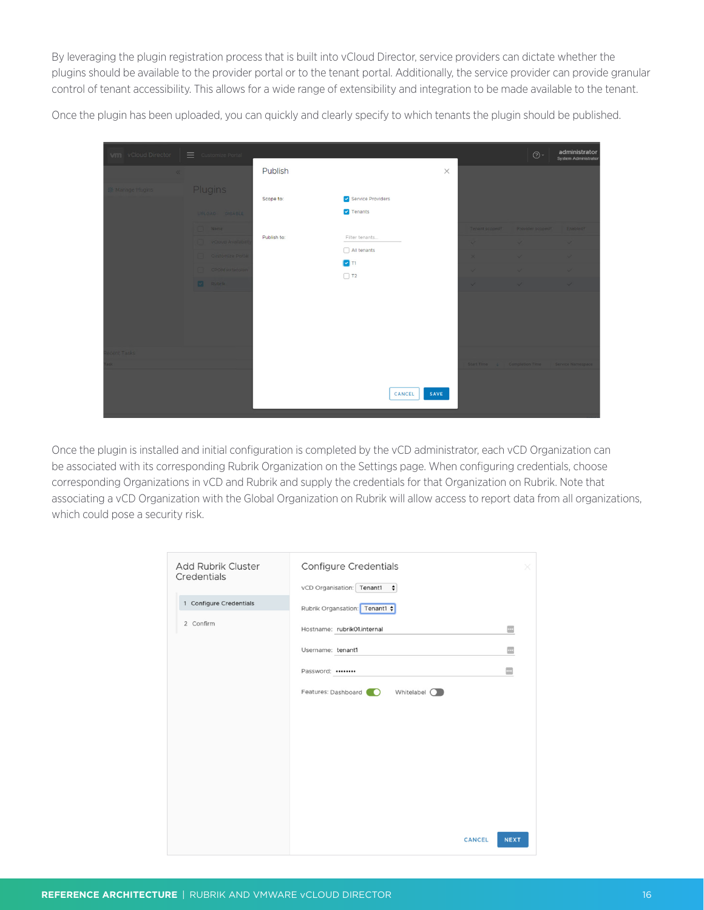By leveraging the plugin registration process that is built into vCloud Director, service providers can dictate whether the plugins should be available to the provider portal or to the tenant portal. Additionally, the service provider can provide granular control of tenant accessibility. This allows for a wide range of extensibility and integration to be made available to the tenant.

Once the plugin has been uploaded, you can quickly and clearly specify to which tenants the plugin should be published.

Once the plugin is installed and initial configuration is completed by the vCD administrator, each vCD Organization can be associated with its corresponding Rubrik Organization on the Settings page. When configuring credentials, choose corresponding Organizations in vCD and Rubrik and supply the credentials for that Organization on Rubrik. Note that associating a vCD Organization with the Global Organization on Rubrik will allow access to report data from all organizations, which could pose a security risk.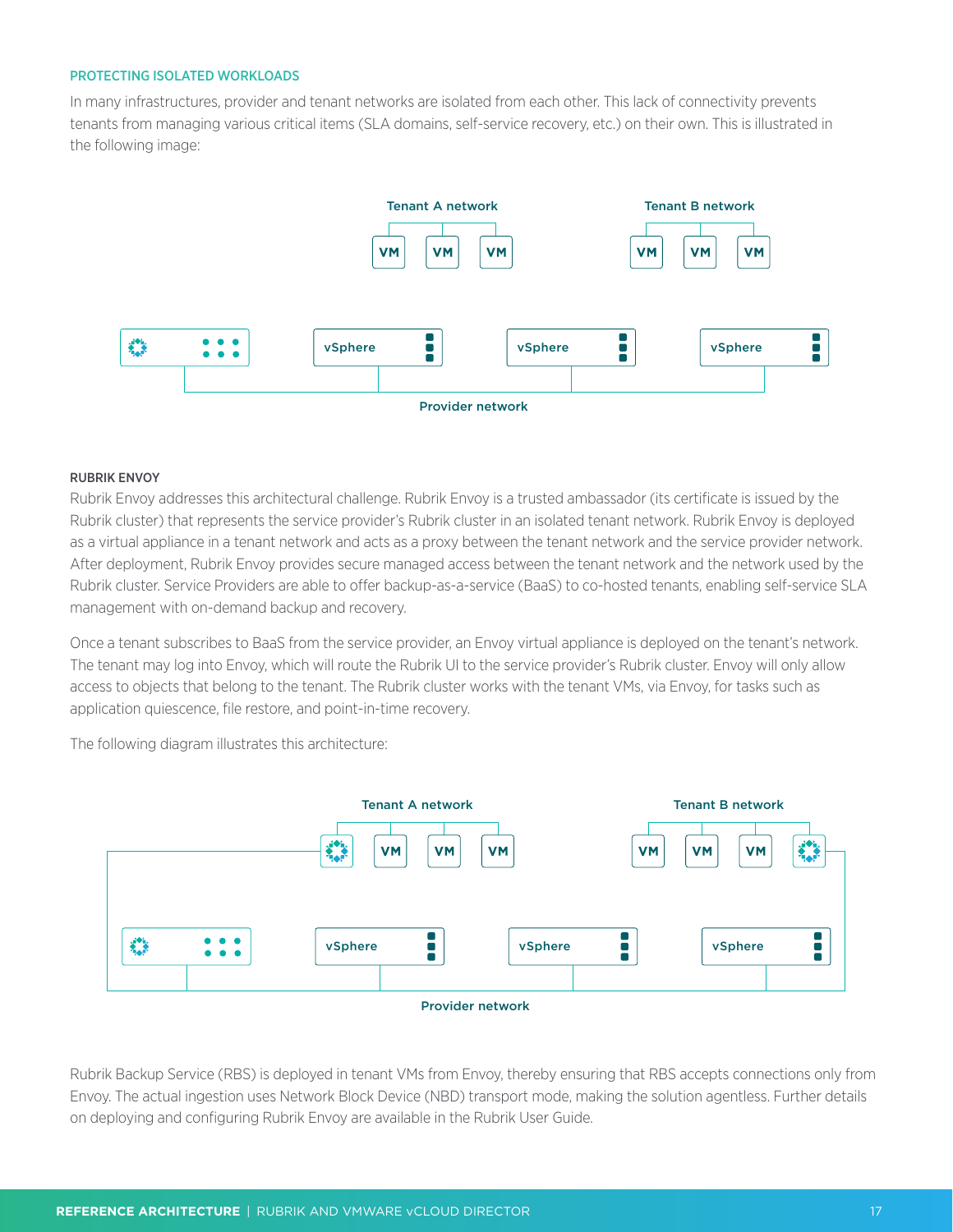### PROTECTING ISOLATED WORKLOADS

In many infrastructures, provider and tenant networks are isolated from each other. This lack of connectivity prevents tenants from managing various critical items (SLA domains, self-service recovery, etc.) on their own. This is illustrated in the following image:

#### RUBRIK ENVOY

Rubrik Envoy addresses this architectural challenge. Rubrik Envoy is a trusted ambassador (its certificate is issued by the Rubrik cluster) that represents the service provider's Rubrik cluster in an isolated tenant network. Rubrik Envoy is deployed as a virtual appliance in a tenant network and acts as a proxy between the tenant network and the service provider network. After deployment, Rubrik Envoy provides secure managed access between the tenant network and the network used by the Rubrik cluster. Service Providers are able to offer backup-as-a-service (BaaS) to co-hosted tenants, enabling self-service SLA management with on-demand backup and recovery.

Once a tenant subscribes to BaaS from the service provider, an Envoy virtual appliance is deployed on the tenant's network. The tenant may log into Envoy, which will route the Rubrik UI to the service provider's Rubrik cluster. Envoy will only allow access to objects that belong to the tenant. The Rubrik cluster works with the tenant VMs, via Envoy, for tasks such as application quiescence, file restore, and point-in-time recovery.

The following diagram illustrates this architecture:

Rubrik Backup Service (RBS) is deployed in tenant VMs from Envoy, thereby ensuring that RBS accepts connections only from Envoy. The actual ingestion uses Network Block Device (NBD) transport mode, making the solution agentless. Further details on deploying and configuring Rubrik Envoy are available in the Rubrik User Guide.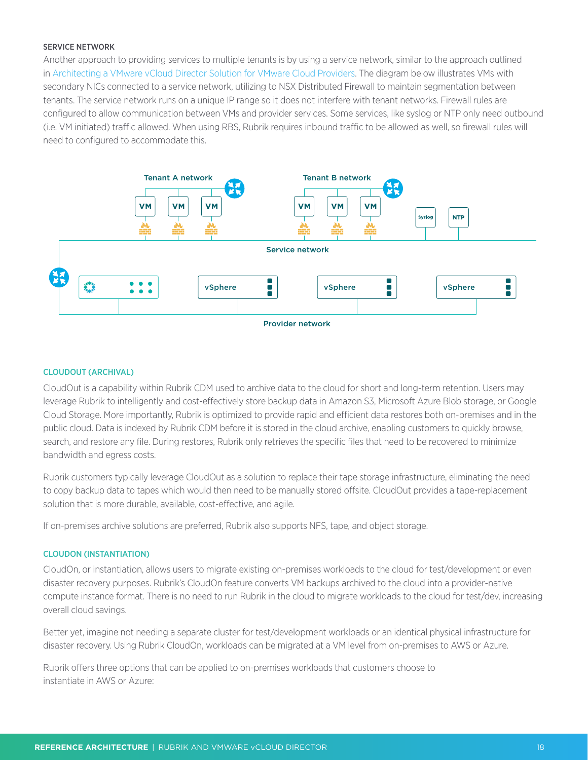### SERVICE NETWORK

Another approach to providing services to multiple tenants is by using a service network, similar to the approach outlined in Architecting a VMware vCloud Director Solution for VMware Cloud Providers. The diagram below illustrates VMs with secondary NICs connected to a service network, utilizing to NSX Distributed Firewall to maintain segmentation between tenants. The service network runs on a unique IP range so it does not interfere with tenant networks. Firewall rules are configured to allow communication between VMs and provider services. Some services, like syslog or NTP only need outbound (i.e. VM initiated) traffic allowed. When using RBS, Rubrik requires inbound traffic to be allowed as well, so firewall rules will need to configured to accommodate this.

### CLOUDOUT (ARCHIVAL)

CloudOut is a capability within Rubrik CDM used to archive data to the cloud for short and long-term retention. Users may leverage Rubrik to intelligently and cost-effectively store backup data in Amazon S3, Microsoft Azure Blob storage, or Google Cloud Storage. More importantly, Rubrik is optimized to provide rapid and efficient data restores both on-premises and in the public cloud. Data is indexed by Rubrik CDM before it is stored in the cloud archive, enabling customers to quickly browse, search, and restore any file. During restores, Rubrik only retrieves the specific files that need to be recovered to minimize bandwidth and egress costs.

Rubrik customers typically leverage CloudOut as a solution to replace their tape storage infrastructure, eliminating the need to copy backup data to tapes which would then need to be manually stored offsite. CloudOut provides a tape-replacement solution that is more durable, available, cost-effective, and agile.

If on-premises archive solutions are preferred, Rubrik also supports NFS, tape, and object storage.

### CLOUDON (INSTANTIATION)

CloudOn, or instantiation, allows users to migrate existing on-premises workloads to the cloud for test/development or even disaster recovery purposes. Rubrik's CloudOn feature converts VM backups archived to the cloud into a provider-native compute instance format. There is no need to run Rubrik in the cloud to migrate workloads to the cloud for test/dev, increasing overall cloud savings.

Better yet, imagine not needing a separate cluster for test/development workloads or an identical physical infrastructure for disaster recovery. Using Rubrik CloudOn, workloads can be migrated at a VM level from on-premises to AWS or Azure.

Rubrik offers three options that can be applied to on-premises workloads that customers choose to instantiate in AWS or Azure: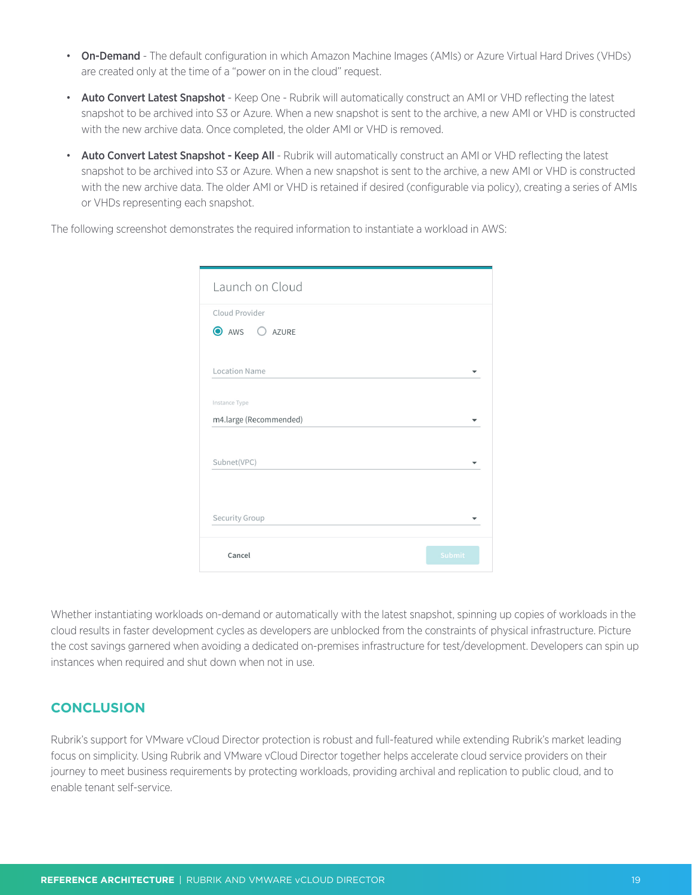- **On-Demand** - The default configuration in which Amazon Machine Images (AMIs) or Azure Virtual Hard Drives (VHDs) are created only at the time of a "power on in the cloud" request.
- **Auto Convert Latest Snapshot** - Keep One - Rubrik will automatically construct an AMI or VHD reflecting the latest snapshot to be archived into S3 or Azure. When a new snapshot is sent to the archive, a new AMI or VHD is constructed with the new archive data. Once completed, the older AMI or VHD is removed.
- **Auto Convert Latest Snapshot - Keep All** - Rubrik will automatically construct an AMI or VHD reflecting the latest snapshot to be archived into S3 or Azure. When a new snapshot is sent to the archive, a new AMI or VHD is constructed with the new archive data. The older AMI or VHD is retained if desired (configurable via policy), creating a series of AMIs or VHDs representing each snapshot.

The following screenshot demonstrates the required information to instantiate a workload in AWS:

Launch on Cloud

Cloud Provider

AWS AZURE

Location Name

Instance Type

m4.large (Recommended)

Subnet(VPC)

Security Group

Cancel Submit

Whether instantiating workloads on-demand or automatically with the latest snapshot, spinning up copies of workloads in the cloud results in faster development cycles as developers are unblocked from the constraints of physical infrastructure. Picture the cost savings garnered when avoiding a dedicated on-premises infrastructure for test/development. Developers can spin up instances when required and shut down when not in use.

## CONCLUSION

Rubrik's support for VMware vCloud Director protection is robust and full-featured while extending Rubrik's market leading focus on simplicity. Using Rubrik and VMware vCloud Director together helps accelerate cloud service providers on their journey to meet business requirements by protecting workloads, providing archival and replication to public cloud, and to enable tenant self-service.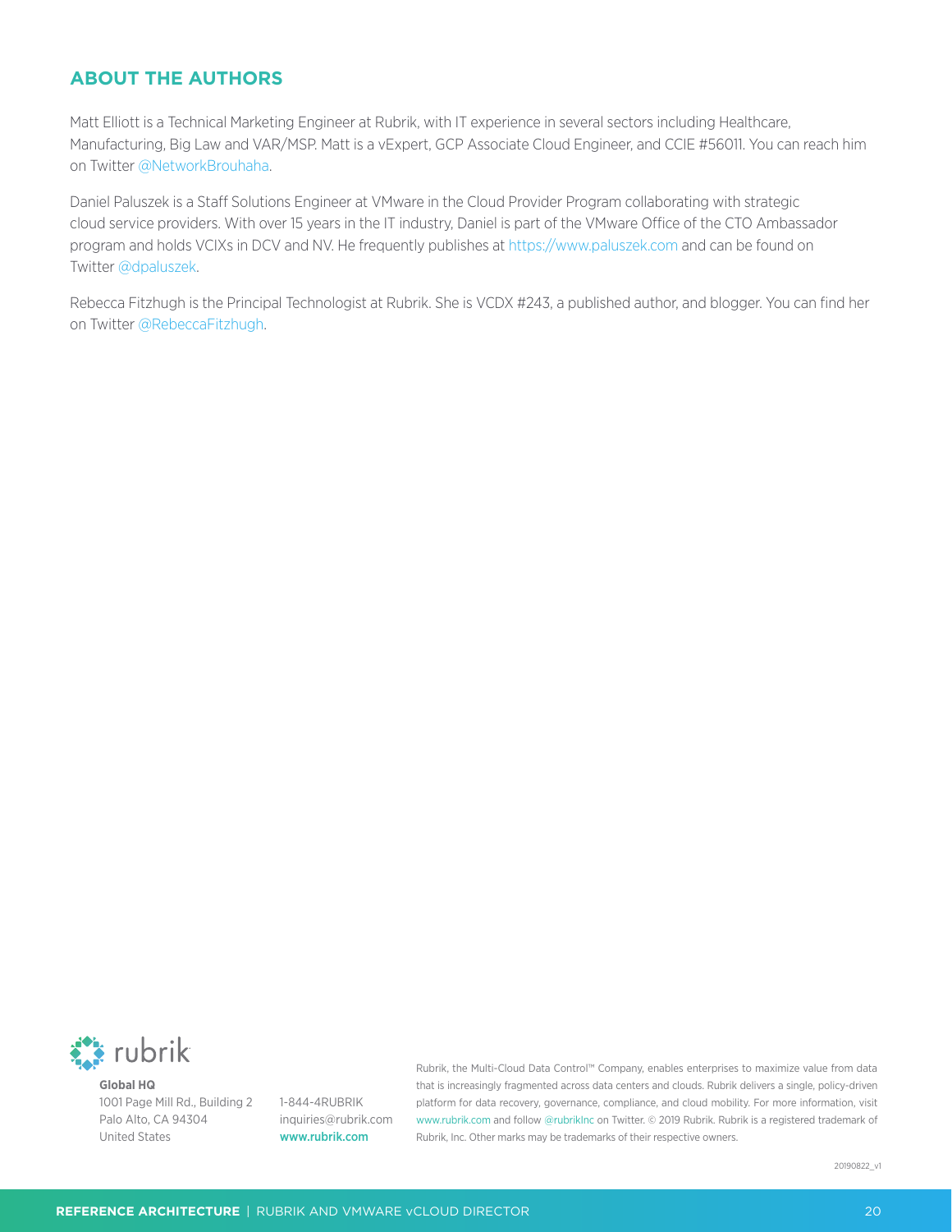## ABOUT THE AUTHORS

Matt Elliott is a Technical Marketing Engineer at Rubrik, with IT experience in several sectors including Healthcare, Manufacturing, Big Law and VAR/MSP. Matt is a vExpert, GCP Associate Cloud Engineer, and CCIE #56011. You can reach him on Twitter @NetworkBrouhaha.

Daniel Paluszek is a Staff Solutions Engineer at VMware in the Cloud Provider Program collaborating with strategic cloud service providers. With over 15 years in the IT industry, Daniel is part of the VMware Office of the CTO Ambassador program and holds VCIXs in DCV and NV. He frequently publishes at https://www.paluszek.com and can be found on Twitter @dpaluszek.

Rebecca Fitzhugh is the Principal Technologist at Rubrik. She is VCDX #243, a published author, and blogger. You can find her on Twitter @RebeccaFitzhugh.

rubrik

**Global HQ**
1001 Page Mill Rd., Building 2
Palo Alto, CA 94304
United States

1-844-4RUBRIK
inquiries@rubrik.com
**www.rubrik.com**

Rubrik, the Multi-Cloud Data Control™ Company, enables enterprises to maximize value from data that is increasingly fragmented across data centers and clouds. Rubrik delivers a single, policy-driven platform for data recovery, governance, compliance, and cloud mobility. For more information, visit www.rubrik.com and follow @rubrikInc on Twitter. © 2019 Rubrik. Rubrik is a registered trademark of Rubrik, Inc. Other marks may be trademarks of their respective owners.

20190822_v1